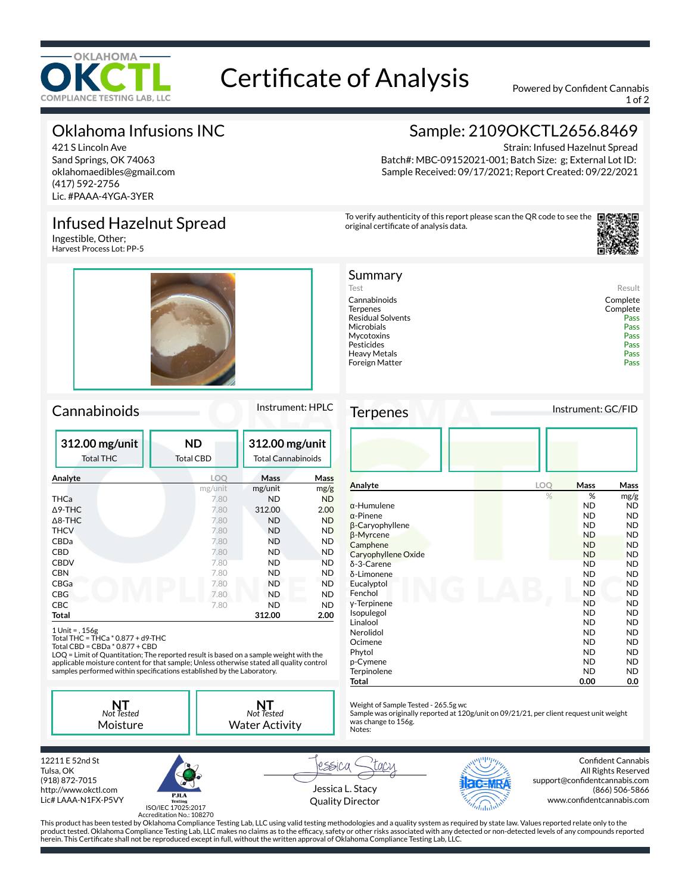# Certificate of Analysis

OKLAHOMA OKCTL COMPLIANCE TESTING LAB, LLC

Powered by Confident Cannabis

## Oklahoma Infusions INC

421 S Lincoln Ave
Sand Springs, OK 74063
oklahomaedibles@gmail.com
(417) 592-2756
Lic. #PAAA-4YGA-3YER

## Sample: 2109OKCTL2656.8469

Strain: Infused Hazelnut Spread
Batch#: MBC-09152021-001; Batch Size: g; External Lot ID:
Sample Received: 09/17/2021; Report Created: 09/22/2021

## Infused Hazelnut Spread

Ingestible, Other;
Harvest Process Lot: PP-5

To verify authenticity of this report please scan the QR code to see the original certificate of analysis data.

## Summary

| Test | Result |
|---|---|
| Cannabinoids | Complete |
| Terpenes | Complete |
| Residual Solvents | Pass |
| Microbials | Pass |
| Mycotoxins | Pass |
| Pesticides | Pass |
| Heavy Metals | Pass |
| Foreign Matter | Pass |

## Cannabinoids

Instrument: HPLC

| 312.00 mg/unit | ND | 312.00 mg/unit |
|---|---|---|
| Total THC | Total CBD | Total Cannabinoids |

| Analyte | LOQ | Mass | Mass |
|---|---|---|---|
| | mg/unit | mg/unit | mg/g |
| THCa | 7.80 | ND | ND |
| Δ9-THC | 7.80 | 312.00 | 2.00 |
| Δ8-THC | 7.80 | ND | ND |
| THCV | 7.80 | ND | ND |
| CBDa | 7.80 | ND | ND |
| CBD | 7.80 | ND | ND |
| CBDV | 7.80 | ND | ND |
| CBN | 7.80 | ND | ND |
| CBGa | 7.80 | ND | ND |
| CBG | 7.80 | ND | ND |
| CBC | 7.80 | ND | ND |
| **Total** | | **312.00** | **2.00** |

1 Unit = , 156g
Total THC = THCa * 0.877 + d9-THC
Total CBD = CBDa * 0.877 + CBD
LOQ = Limit of Quantitation; The reported result is based on a sample weight with the applicable moisture content for that sample; Unless otherwise stated all quality control samples performed within specifications established by the Laboratory.

| NT *Not Tested* | NT *Not Tested* |
|---|---|
| Moisture | Water Activity |

## Terpenes

Instrument: GC/FID

| Analyte | LOQ | Mass | Mass |
|---|---|---|---|
| | % | % | mg/g |
| α-Humulene | | ND | ND |
| α-Pinene | | ND | ND |
| β-Caryophyllene | | ND | ND |
| β-Myrcene | | ND | ND |
| Camphene | | ND | ND |
| Caryophyllene Oxide | | ND | ND |
| δ-3-Carene | | ND | ND |
| δ-Limonene | | ND | ND |
| Eucalyptol | | ND | ND |
| Fenchol | | ND | ND |
| γ-Terpinene | | ND | ND |
| Isopulegol | | ND | ND |
| Linalool | | ND | ND |
| Nerolidol | | ND | ND |
| Ocimene | | ND | ND |
| Phytol | | ND | ND |
| p-Cymene | | ND | ND |
| Terpinolene | | ND | ND |
| **Total** | | **0.00** | **0.0** |

Weight of Sample Tested - 265.5g wc
Sample was originally reported at 120g/unit on 09/21/21, per client request unit weight was change to 156g.
Notes:

12211 E 52nd St
Tulsa, OK
(918) 872-7015
http://www.okctl.com
Lic# LAAA-N1FX-P5VY

PJLA Testing
ISO/IEC 17025:2017
Accreditation No.: 108270

Jessica L. Stacy
Quality Director

Confident Cannabis
All Rights Reserved
support@confidentcannabis.com
(866) 506-5866
www.confidentcannabis.com

This product has been tested by Oklahoma Compliance Testing Lab, LLC using valid testing methodologies and a quality system as required by state law. Values reported relate only to the product tested. Oklahoma Compliance Testing Lab, LLC makes no claims as to the efficacy, safety or other risks associated with any detected or non-detected levels of any compounds reported herein. This Certificate shall not be reproduced except in full, without the written approval of Oklahoma Compliance Testing Lab, LLC.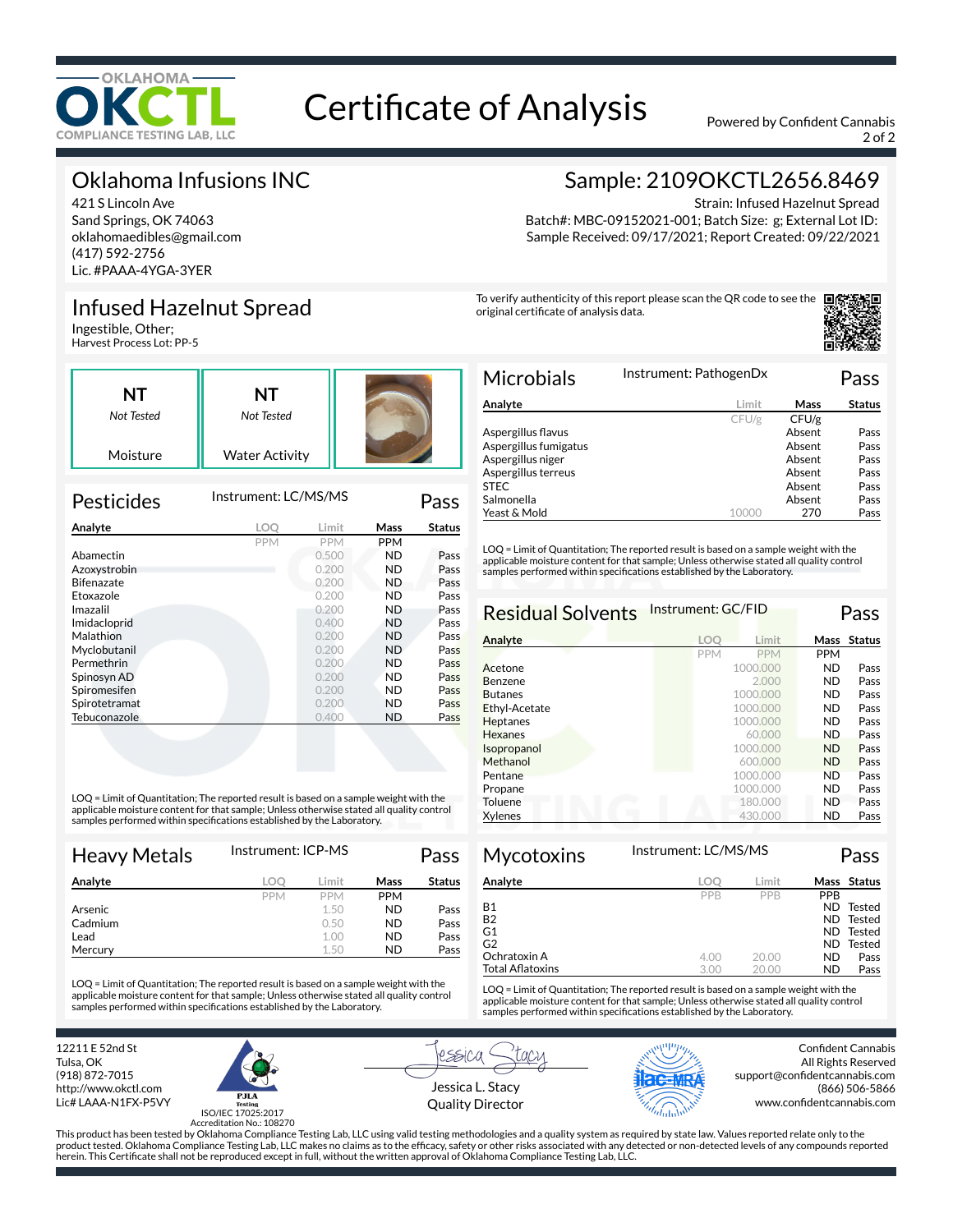# Certificate of Analysis

Powered by Confident Cannabis

OKLAHOMA OKCTL COMPLIANCE TESTING LAB, LLC

## Oklahoma Infusions INC

421 S Lincoln Ave
Sand Springs, OK 74063
oklahomaedibles@gmail.com
(417) 592-2756
Lic. #PAAA-4YGA-3YER

## Sample: 2109OKCTL2656.8469

Strain: Infused Hazelnut Spread
Batch#: MBC-09152021-001; Batch Size: g; External Lot ID:
Sample Received: 09/17/2021; Report Created: 09/22/2021

## Infused Hazelnut Spread

Ingestible, Other;
Harvest Process Lot: PP-5

To verify authenticity of this report please scan the QR code to see the original certificate of analysis data.

| NT | NT |
|---|---|
| *Not Tested* | *Not Tested* |
| Moisture | Water Activity |

### Pesticides — Instrument: LC/MS/MS — Pass

| Analyte | LOQ | Limit | Mass | Status |
|---|---|---|---|---|
| | PPM | PPM | PPM | |
| Abamectin | | 0.500 | ND | Pass |
| Azoxystrobin | | 0.200 | ND | Pass |
| Bifenazate | | 0.200 | ND | Pass |
| Etoxazole | | 0.200 | ND | Pass |
| Imazalil | | 0.200 | ND | Pass |
| Imidacloprid | | 0.400 | ND | Pass |
| Malathion | | 0.200 | ND | Pass |
| Myclobutanil | | 0.200 | ND | Pass |
| Permethrin | | 0.200 | ND | Pass |
| Spinosyn AD | | 0.200 | ND | Pass |
| Spiromesifen | | 0.200 | ND | Pass |
| Spirotetramat | | 0.200 | ND | Pass |
| Tebuconazole | | 0.400 | ND | Pass |

LOQ = Limit of Quantitation; The reported result is based on a sample weight with the applicable moisture content for that sample; Unless otherwise stated all quality control samples performed within specifications established by the Laboratory.

### Microbials — Instrument: PathogenDx — Pass

| Analyte | Limit | Mass | Status |
|---|---|---|---|
| | CFU/g | CFU/g | |
| Aspergillus flavus | | Absent | Pass |
| Aspergillus fumigatus | | Absent | Pass |
| Aspergillus niger | | Absent | Pass |
| Aspergillus terreus | | Absent | Pass |
| STEC | | Absent | Pass |
| Salmonella | | Absent | Pass |
| Yeast & Mold | 10000 | 270 | Pass |

LOQ = Limit of Quantitation; The reported result is based on a sample weight with the applicable moisture content for that sample; Unless otherwise stated all quality control samples performed within specifications established by the Laboratory.

### Residual Solvents — Instrument: GC/FID — Pass

| Analyte | LOQ | Limit | Mass | Status |
|---|---|---|---|---|
| | PPM | PPM | PPM | |
| Acetone | | 1000.000 | ND | Pass |
| Benzene | | 2.000 | ND | Pass |
| Butanes | | 1000.000 | ND | Pass |
| Ethyl-Acetate | | 1000.000 | ND | Pass |
| Heptanes | | 1000.000 | ND | Pass |
| Hexanes | | 60.000 | ND | Pass |
| Isopropanol | | 1000.000 | ND | Pass |
| Methanol | | 600.000 | ND | Pass |
| Pentane | | 1000.000 | ND | Pass |
| Propane | | 1000.000 | ND | Pass |
| Toluene | | 180.000 | ND | Pass |
| Xylenes | | 430.000 | ND | Pass |

### Heavy Metals — Instrument: ICP-MS — Pass

| Analyte | LOQ | Limit | Mass | Status |
|---|---|---|---|---|
| | PPM | PPM | PPM | |
| Arsenic | | 1.50 | ND | Pass |
| Cadmium | | 0.50 | ND | Pass |
| Lead | | 1.00 | ND | Pass |
| Mercury | | 1.50 | ND | Pass |

LOQ = Limit of Quantitation; The reported result is based on a sample weight with the applicable moisture content for that sample; Unless otherwise stated all quality control samples performed within specifications established by the Laboratory.

### Mycotoxins — Instrument: LC/MS/MS — Pass

| Analyte | LOQ | Limit | Mass | Status |
|---|---|---|---|---|
| | PPB | PPB | PPB | |
| B1 | | | ND | Tested |
| B2 | | | ND | Tested |
| G1 | | | ND | Tested |
| G2 | | | ND | Tested |
| Ochratoxin A | 4.00 | 20.00 | ND | Pass |
| Total Aflatoxins | 3.00 | 20.00 | ND | Pass |

LOQ = Limit of Quantitation; The reported result is based on a sample weight with the applicable moisture content for that sample; Unless otherwise stated all quality control samples performed within specifications established by the Laboratory.

12211 E 52nd St
Tulsa, OK
(918) 872-7015
http://www.okctl.com
Lic# LAAA-N1FX-P5VY

PJLA Testing
ISO/IEC 17025:2017
Accreditation No.: 108270

Jessica L. Stacy
Quality Director

Confident Cannabis
All Rights Reserved
support@confidentcannabis.com
(866) 506-5866
www.confidentcannabis.com

This product has been tested by Oklahoma Compliance Testing Lab, LLC using valid testing methodologies and a quality system as required by state law. Values reported relate only to the product tested. Oklahoma Compliance Testing Lab, LLC makes no claims as to the efficacy, safety or other risks associated with any detected or non-detected levels of any compounds reported herein. This Certificate shall not be reproduced except in full, without the written approval of Oklahoma Compliance Testing Lab, LLC.